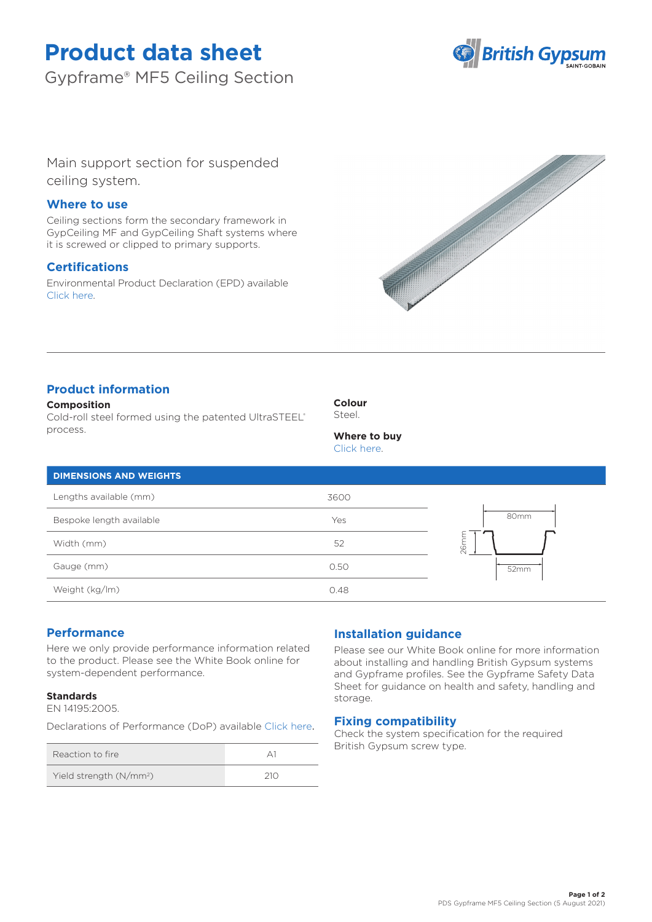# Product data sheet

Gypframe® MF5 Ceiling Section

Main support section for suspended ceiling system.

## Where to use

Ceiling sections form the secondary framework in GypCeiling MF and GypCeiling Shaft systems where it is screwed or clipped to primary supports.

## Certifications

Environmental Product Declaration (EPD) available Click here.

## Product information

**Composition**
Cold-roll steel formed using the patented UltraSTEEL® process.

**Colour**
Steel.

**Where to buy**
Click here.

| DIMENSIONS AND WEIGHTS | |
|---|---|
| Lengths available (mm) | 3600 |
| Bespoke length available | Yes |
| Width (mm) | 52 |
| Gauge (mm) | 0.50 |
| Weight (kg/lm) | 0.48 |

80mm
26mm
52mm

## Performance

Here we only provide performance information related to the product. Please see the White Book online for system-dependent performance.

**Standards**
EN 14195:2005.

Declarations of Performance (DoP) available Click here.

| Reaction to fire | A1 |
|---|---|
| Yield strength (N/mm²) | 210 |

## Installation guidance

Please see our White Book online for more information about installing and handling British Gypsum systems and Gypframe profiles. See the Gypframe Safety Data Sheet for guidance on health and safety, handling and storage.

## Fixing compatibility

Check the system specification for the required British Gypsum screw type.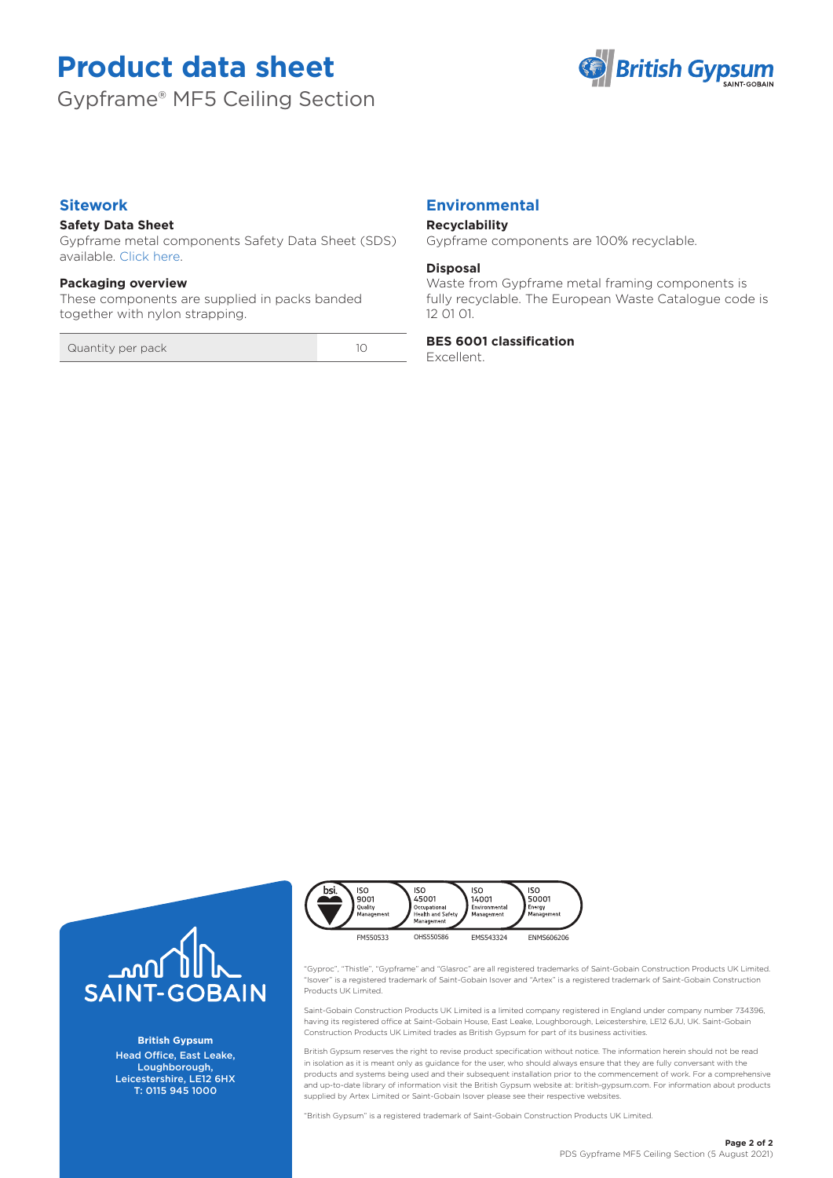# Product data sheet

Gypframe® MF5 Ceiling Section

## Sitework

**Safety Data Sheet**

Gypframe metal components Safety Data Sheet (SDS) available. Click here.

**Packaging overview**

These components are supplied in packs banded together with nylon strapping.

| | |
|---|---|
| Quantity per pack | 10 |

## Environmental

**Recyclability**

Gypframe components are 100% recyclable.

**Disposal**

Waste from Gypframe metal framing components is fully recyclable. The European Waste Catalogue code is 12 01 01.

**BES 6001 classification**

Excellent.

**British Gypsum**
Head Office, East Leake,
Loughborough,
Leicestershire, LE12 6HX
T: 0115 945 1000

ISO 9001 Quality Management — FM550533
ISO 45001 Occupational Health and Safety Management — OHS550586
ISO 14001 Environmental Management — EMS543324
ISO 50001 Energy Management — ENMS606206

"Gyproc", "Thistle", "Gypframe" and "Glasroc" are all registered trademarks of Saint-Gobain Construction Products UK Limited. "Isover" is a registered trademark of Saint-Gobain Isover and "Artex" is a registered trademark of Saint-Gobain Construction Products UK Limited.

Saint-Gobain Construction Products UK Limited is a limited company registered in England under company number 734396, having its registered office at Saint-Gobain House, East Leake, Loughborough, Leicestershire, LE12 6JU, UK. Saint-Gobain Construction Products UK Limited trades as British Gypsum for part of its business activities.

British Gypsum reserves the right to revise product specification without notice. The information herein should not be read in isolation as it is meant only as guidance for the user, who should always ensure that they are fully conversant with the products and systems being used and their subsequent installation prior to the commencement of work. For a comprehensive and up-to-date library of information visit the British Gypsum website at: british-gypsum.com. For information about products supplied by Artex Limited or Saint-Gobain Isover please see their respective websites.

"British Gypsum" is a registered trademark of Saint-Gobain Construction Products UK Limited.

PDS Gypframe MF5 Ceiling Section (5 August 2021)